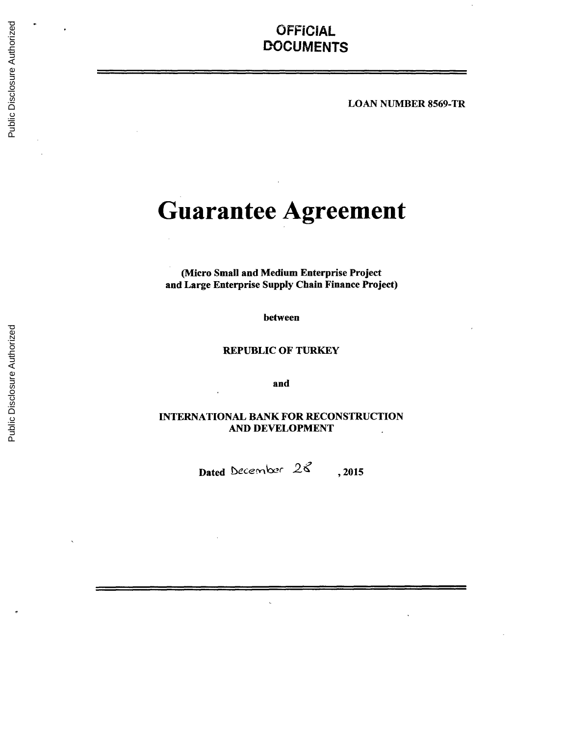OFFICIAL
DOCUMENTS

LOAN NUMBER 8569-TR

# Guarantee Agreement

**(Micro Small and Medium Enterprise Project and Large Enterprise Supply Chain Finance Project)**

**between**

**REPUBLIC OF TURKEY**

**and**

**INTERNATIONAL BANK FOR RECONSTRUCTION AND DEVELOPMENT**

**Dated** December 28 **, 2015**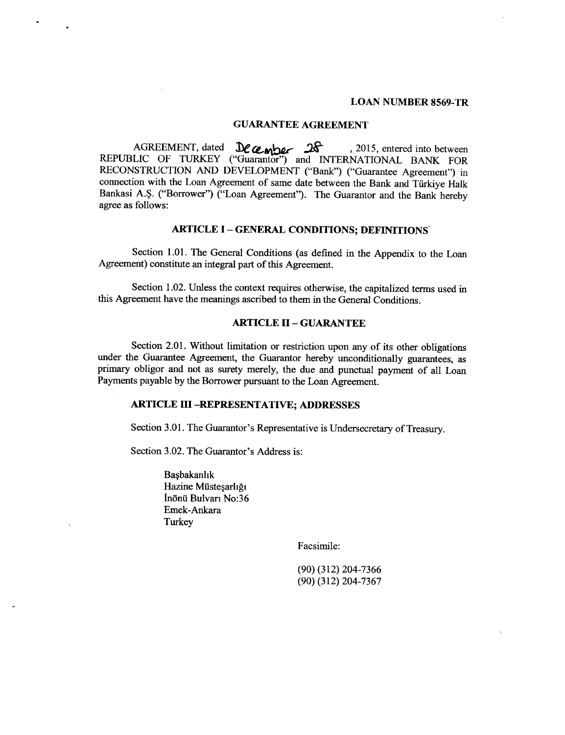**LOAN NUMBER 8569-TR**

## GUARANTEE AGREEMENT

AGREEMENT, dated December 28, 2015, entered into between REPUBLIC OF TURKEY ("Guarantor") and INTERNATIONAL BANK FOR RECONSTRUCTION AND DEVELOPMENT ("Bank") ("Guarantee Agreement") in connection with the Loan Agreement of same date between the Bank and Türkiye Halk Bankasi A.Ş. ("Borrower") ("Loan Agreement"). The Guarantor and the Bank hereby agree as follows:

### ARTICLE I – GENERAL CONDITIONS; DEFINITIONS

Section 1.01. The General Conditions (as defined in the Appendix to the Loan Agreement) constitute an integral part of this Agreement.

Section 1.02. Unless the context requires otherwise, the capitalized terms used in this Agreement have the meanings ascribed to them in the General Conditions.

### ARTICLE II – GUARANTEE

Section 2.01. Without limitation or restriction upon any of its other obligations under the Guarantee Agreement, the Guarantor hereby unconditionally guarantees, as primary obligor and not as surety merely, the due and punctual payment of all Loan Payments payable by the Borrower pursuant to the Loan Agreement.

### ARTICLE III –REPRESENTATIVE; ADDRESSES

Section 3.01. The Guarantor's Representative is Undersecretary of Treasury.

Section 3.02. The Guarantor's Address is:

Başbakanlık
Hazine Müsteşarlığı
İnönü Bulvarı No:36
Emek-Ankara
Turkey

Facsimile:

(90) (312) 204-7366
(90) (312) 204-7367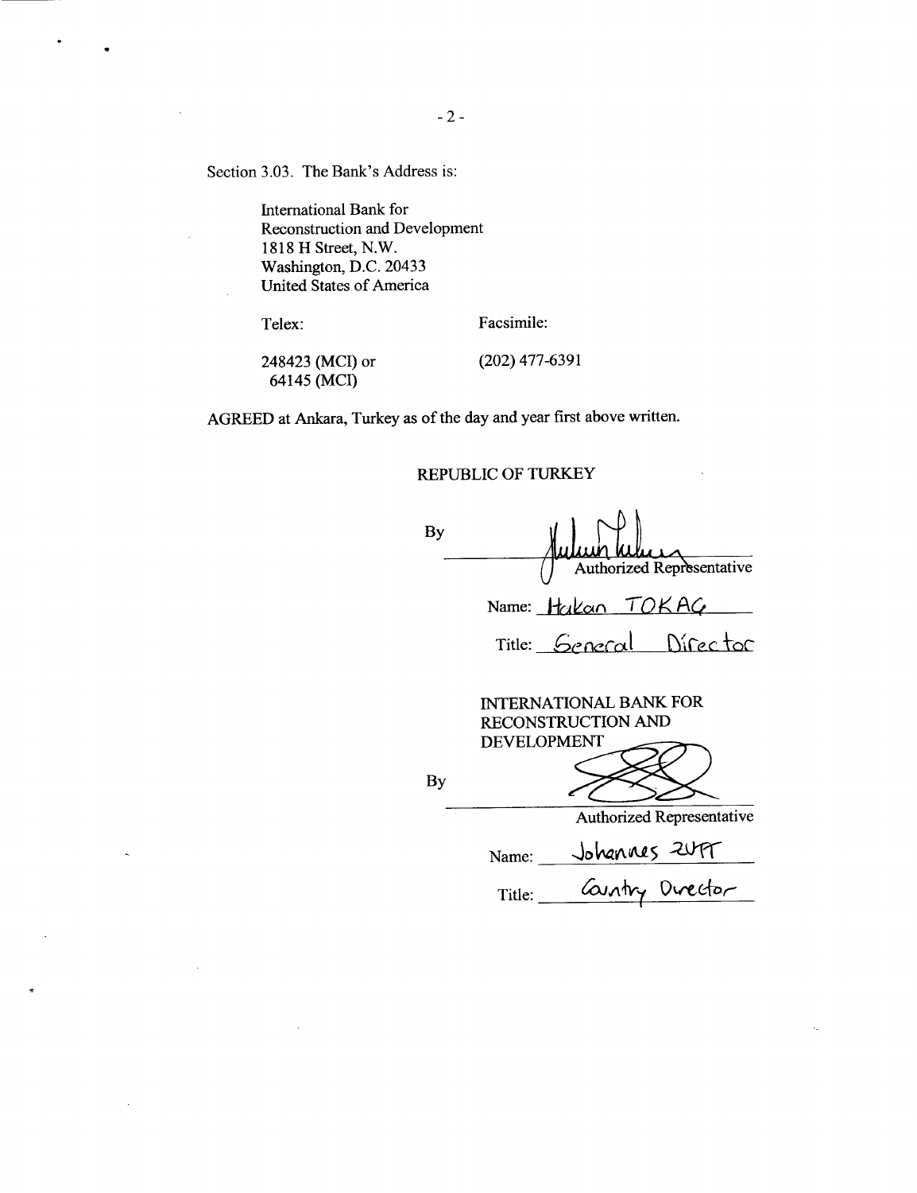Section 3.03. The Bank's Address is:

International Bank for
Reconstruction and Development
1818 H Street, N.W.
Washington, D.C. 20433
United States of America

| Telex: | Facsimile: |
|---|---|
| 248423 (MCI) or 64145 (MCI) | (202) 477-6391 |

AGREED at Ankara, Turkey as of the day and year first above written.

REPUBLIC OF TURKEY

By ______________________
Authorized Representative

Name: Hakan TOKAÇ

Title: General Director

INTERNATIONAL BANK FOR
RECONSTRUCTION AND
DEVELOPMENT

By ______________________
Authorized Representative

Name: Johannes ZUTT

Title: Country Director